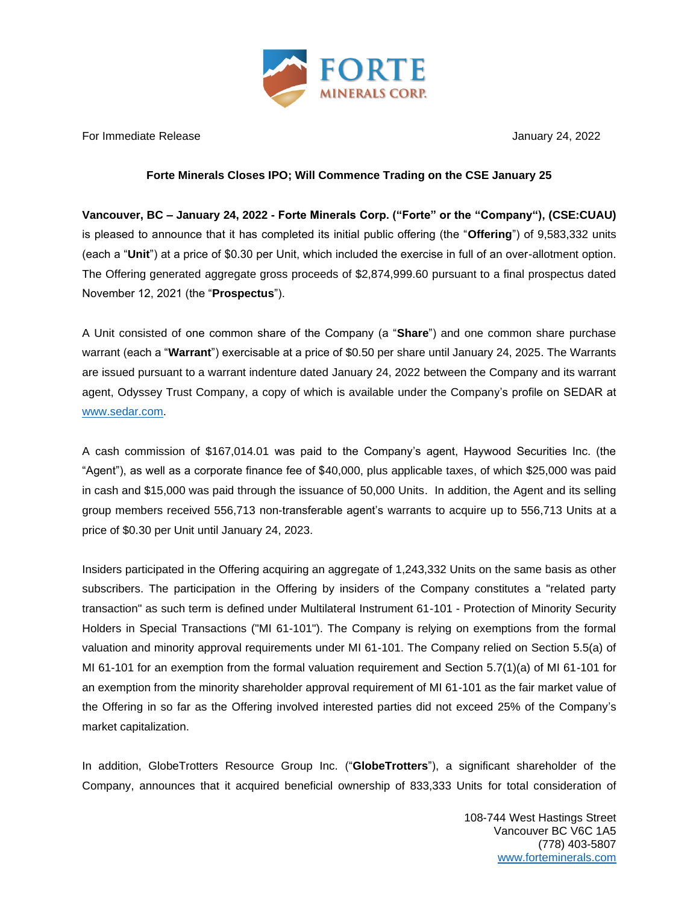For Immediate Release January 24, 2022

**Forte Minerals Closes IPO; Will Commence Trading on the CSE January 25**

**Vancouver, BC – January 24, 2022 - Forte Minerals Corp. ("Forte" or the "Company"), (CSE:CUAU)** is pleased to announce that it has completed its initial public offering (the "**Offering**") of 9,583,332 units (each a "**Unit**") at a price of $0.30 per Unit, which included the exercise in full of an over-allotment option. The Offering generated aggregate gross proceeds of $2,874,999.60 pursuant to a final prospectus dated November 12, 2021 (the "**Prospectus**").

A Unit consisted of one common share of the Company (a "**Share**") and one common share purchase warrant (each a "**Warrant**") exercisable at a price of $0.50 per share until January 24, 2025. The Warrants are issued pursuant to a warrant indenture dated January 24, 2022 between the Company and its warrant agent, Odyssey Trust Company, a copy of which is available under the Company's profile on SEDAR at www.sedar.com.

A cash commission of $167,014.01 was paid to the Company's agent, Haywood Securities Inc. (the "Agent"), as well as a corporate finance fee of $40,000, plus applicable taxes, of which $25,000 was paid in cash and $15,000 was paid through the issuance of 50,000 Units. In addition, the Agent and its selling group members received 556,713 non-transferable agent's warrants to acquire up to 556,713 Units at a price of $0.30 per Unit until January 24, 2023.

Insiders participated in the Offering acquiring an aggregate of 1,243,332 Units on the same basis as other subscribers. The participation in the Offering by insiders of the Company constitutes a "related party transaction" as such term is defined under Multilateral Instrument 61-101 - Protection of Minority Security Holders in Special Transactions ("MI 61-101"). The Company is relying on exemptions from the formal valuation and minority approval requirements under MI 61-101. The Company relied on Section 5.5(a) of MI 61-101 for an exemption from the formal valuation requirement and Section 5.7(1)(a) of MI 61-101 for an exemption from the minority shareholder approval requirement of MI 61-101 as the fair market value of the Offering in so far as the Offering involved interested parties did not exceed 25% of the Company's market capitalization.

In addition, GlobeTrotters Resource Group Inc. ("**GlobeTrotters**"), a significant shareholder of the Company, announces that it acquired beneficial ownership of 833,333 Units for total consideration of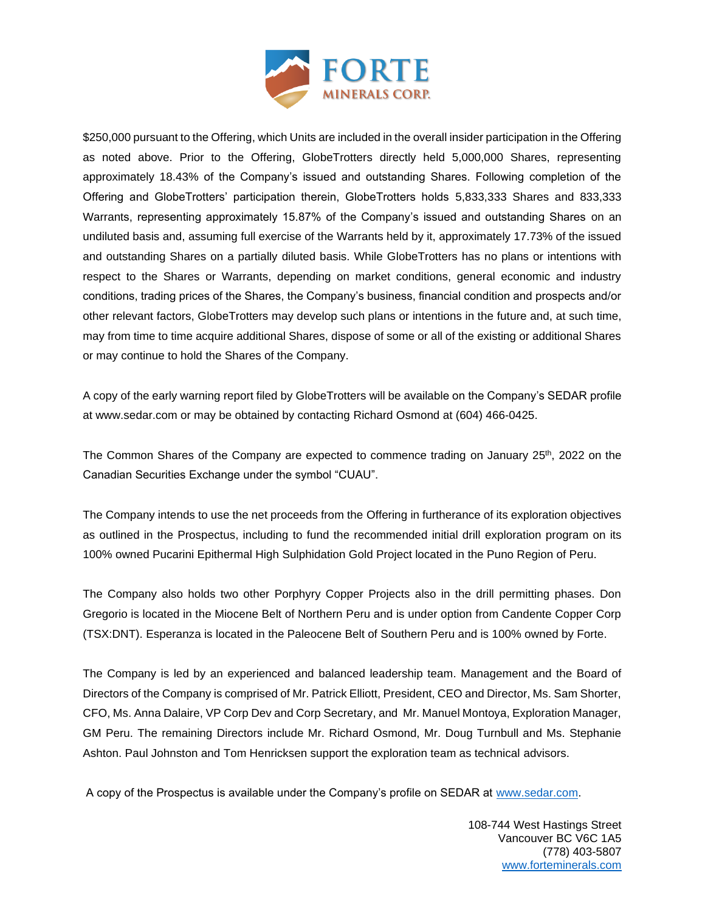$250,000 pursuant to the Offering, which Units are included in the overall insider participation in the Offering as noted above. Prior to the Offering, GlobeTrotters directly held 5,000,000 Shares, representing approximately 18.43% of the Company's issued and outstanding Shares. Following completion of the Offering and GlobeTrotters' participation therein, GlobeTrotters holds 5,833,333 Shares and 833,333 Warrants, representing approximately 15.87% of the Company's issued and outstanding Shares on an undiluted basis and, assuming full exercise of the Warrants held by it, approximately 17.73% of the issued and outstanding Shares on a partially diluted basis. While GlobeTrotters has no plans or intentions with respect to the Shares or Warrants, depending on market conditions, general economic and industry conditions, trading prices of the Shares, the Company's business, financial condition and prospects and/or other relevant factors, GlobeTrotters may develop such plans or intentions in the future and, at such time, may from time to time acquire additional Shares, dispose of some or all of the existing or additional Shares or may continue to hold the Shares of the Company.

A copy of the early warning report filed by GlobeTrotters will be available on the Company's SEDAR profile at www.sedar.com or may be obtained by contacting Richard Osmond at (604) 466-0425.

The Common Shares of the Company are expected to commence trading on January 25th, 2022 on the Canadian Securities Exchange under the symbol "CUAU".

The Company intends to use the net proceeds from the Offering in furtherance of its exploration objectives as outlined in the Prospectus, including to fund the recommended initial drill exploration program on its 100% owned Pucarini Epithermal High Sulphidation Gold Project located in the Puno Region of Peru.

The Company also holds two other Porphyry Copper Projects also in the drill permitting phases. Don Gregorio is located in the Miocene Belt of Northern Peru and is under option from Candente Copper Corp (TSX:DNT). Esperanza is located in the Paleocene Belt of Southern Peru and is 100% owned by Forte.

The Company is led by an experienced and balanced leadership team. Management and the Board of Directors of the Company is comprised of Mr. Patrick Elliott, President, CEO and Director, Ms. Sam Shorter, CFO, Ms. Anna Dalaire, VP Corp Dev and Corp Secretary, and Mr. Manuel Montoya, Exploration Manager, GM Peru. The remaining Directors include Mr. Richard Osmond, Mr. Doug Turnbull and Ms. Stephanie Ashton. Paul Johnston and Tom Henricksen support the exploration team as technical advisors.

A copy of the Prospectus is available under the Company's profile on SEDAR at www.sedar.com.

108-744 West Hastings Street
Vancouver BC V6C 1A5
(778) 403-5807
www.forteminerals.com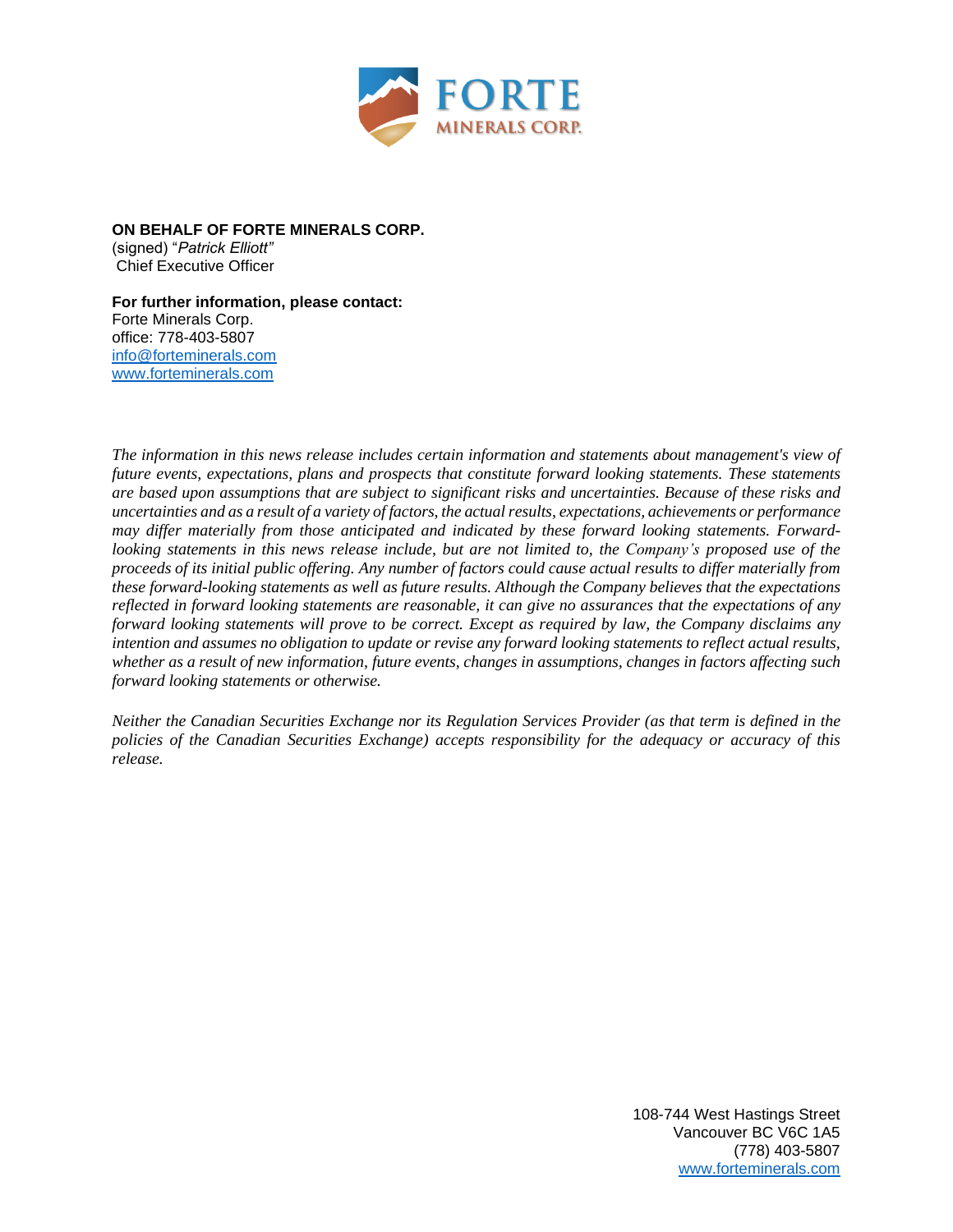**ON BEHALF OF FORTE MINERALS CORP.**
(signed) "*Patrick Elliott"*
Chief Executive Officer

**For further information, please contact:**
Forte Minerals Corp.
office: 778-403-5807
info@forteminerals.com
www.forteminerals.com

*The information in this news release includes certain information and statements about management's view of future events, expectations, plans and prospects that constitute forward looking statements. These statements are based upon assumptions that are subject to significant risks and uncertainties. Because of these risks and uncertainties and as a result of a variety of factors, the actual results, expectations, achievements or performance may differ materially from those anticipated and indicated by these forward looking statements. Forward-looking statements in this news release include, but are not limited to, the Company's proposed use of the proceeds of its initial public offering. Any number of factors could cause actual results to differ materially from these forward-looking statements as well as future results. Although the Company believes that the expectations reflected in forward looking statements are reasonable, it can give no assurances that the expectations of any forward looking statements will prove to be correct. Except as required by law, the Company disclaims any intention and assumes no obligation to update or revise any forward looking statements to reflect actual results, whether as a result of new information, future events, changes in assumptions, changes in factors affecting such forward looking statements or otherwise.*

*Neither the Canadian Securities Exchange nor its Regulation Services Provider (as that term is defined in the policies of the Canadian Securities Exchange) accepts responsibility for the adequacy or accuracy of this release.*

108-744 West Hastings Street
Vancouver BC V6C 1A5
(778) 403-5807
www.forteminerals.com